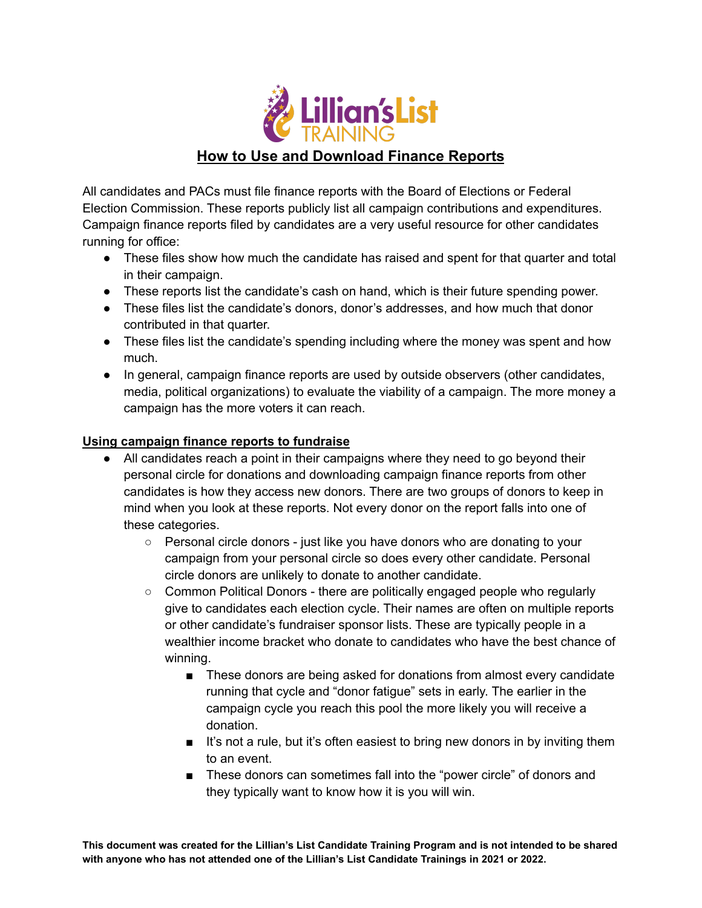Lillian's List TRAINING

# How to Use and Download Finance Reports

All candidates and PACs must file finance reports with the Board of Elections or Federal Election Commission. These reports publicly list all campaign contributions and expenditures. Campaign finance reports filed by candidates are a very useful resource for other candidates running for office:

- These files show how much the candidate has raised and spent for that quarter and total in their campaign.
- These reports list the candidate's cash on hand, which is their future spending power.
- These files list the candidate's donors, donor's addresses, and how much that donor contributed in that quarter.
- These files list the candidate's spending including where the money was spent and how much.
- In general, campaign finance reports are used by outside observers (other candidates, media, political organizations) to evaluate the viability of a campaign. The more money a campaign has the more voters it can reach.

## Using campaign finance reports to fundraise

- All candidates reach a point in their campaigns where they need to go beyond their personal circle for donations and downloading campaign finance reports from other candidates is how they access new donors. There are two groups of donors to keep in mind when you look at these reports. Not every donor on the report falls into one of these categories.
  - Personal circle donors - just like you have donors who are donating to your campaign from your personal circle so does every other candidate. Personal circle donors are unlikely to donate to another candidate.
  - Common Political Donors - there are politically engaged people who regularly give to candidates each election cycle. Their names are often on multiple reports or other candidate's fundraiser sponsor lists. These are typically people in a wealthier income bracket who donate to candidates who have the best chance of winning.
    - These donors are being asked for donations from almost every candidate running that cycle and "donor fatigue" sets in early. The earlier in the campaign cycle you reach this pool the more likely you will receive a donation.
    - It's not a rule, but it's often easiest to bring new donors in by inviting them to an event.
    - These donors can sometimes fall into the "power circle" of donors and they typically want to know how it is you will win.

**This document was created for the Lillian's List Candidate Training Program and is not intended to be shared with anyone who has not attended one of the Lillian's List Candidate Trainings in 2021 or 2022.**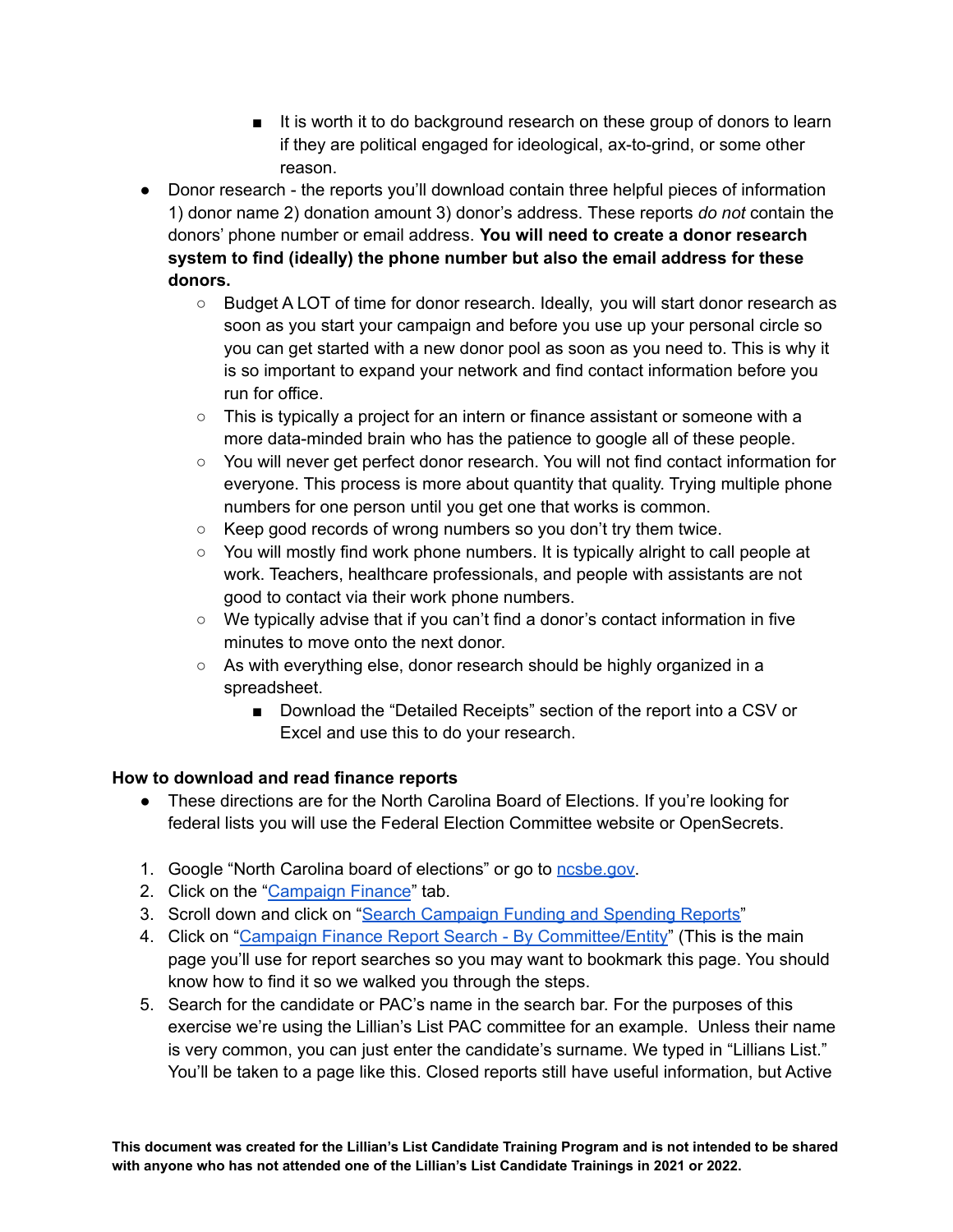- It is worth it to do background research on these group of donors to learn if they are political engaged for ideological, ax-to-grind, or some other reason.
- Donor research - the reports you'll download contain three helpful pieces of information 1) donor name 2) donation amount 3) donor's address. These reports *do not* contain the donors' phone number or email address. **You will need to create a donor research system to find (ideally) the phone number but also the email address for these donors.**
    - Budget A LOT of time for donor research. Ideally, you will start donor research as soon as you start your campaign and before you use up your personal circle so you can get started with a new donor pool as soon as you need to. This is why it is so important to expand your network and find contact information before you run for office.
    - This is typically a project for an intern or finance assistant or someone with a more data-minded brain who has the patience to google all of these people.
    - You will never get perfect donor research. You will not find contact information for everyone. This process is more about quantity that quality. Trying multiple phone numbers for one person until you get one that works is common.
    - Keep good records of wrong numbers so you don't try them twice.
    - You will mostly find work phone numbers. It is typically alright to call people at work. Teachers, healthcare professionals, and people with assistants are not good to contact via their work phone numbers.
    - We typically advise that if you can't find a donor's contact information in five minutes to move onto the next donor.
    - As with everything else, donor research should be highly organized in a spreadsheet.
        - Download the "Detailed Receipts" section of the report into a CSV or Excel and use this to do your research.

**How to download and read finance reports**

- These directions are for the North Carolina Board of Elections. If you're looking for federal lists you will use the Federal Election Committee website or OpenSecrets.

1. Google "North Carolina board of elections" or go to ncsbe.gov.
2. Click on the "Campaign Finance" tab.
3. Scroll down and click on "Search Campaign Funding and Spending Reports"
4. Click on "Campaign Finance Report Search - By Committee/Entity" (This is the main page you'll use for report searches so you may want to bookmark this page. You should know how to find it so we walked you through the steps.
5. Search for the candidate or PAC's name in the search bar. For the purposes of this exercise we're using the Lillian's List PAC committee for an example. Unless their name is very common, you can just enter the candidate's surname. We typed in "Lillians List." You'll be taken to a page like this. Closed reports still have useful information, but Active

**This document was created for the Lillian's List Candidate Training Program and is not intended to be shared with anyone who has not attended one of the Lillian's List Candidate Trainings in 2021 or 2022.**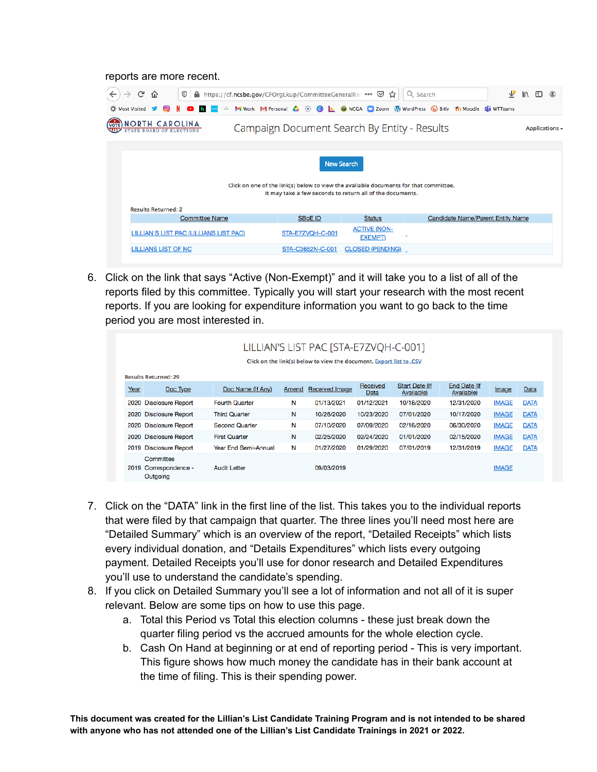reports are more recent.

6. Click on the link that says "Active (Non-Exempt)" and it will take you to a list of all of the reports filed by this committee. Typically you will start your research with the most recent reports. If you are looking for expenditure information you want to go back to the time period you are most interested in.

7. Click on the "DATA" link in the first line of the list. This takes you to the individual reports that were filed by that campaign that quarter. The three lines you'll need most here are "Detailed Summary" which is an overview of the report, "Detailed Receipts" which lists every individual donation, and "Details Expenditures" which lists every outgoing payment. Detailed Receipts you'll use for donor research and Detailed Expenditures you'll use to understand the candidate's spending.
8. If you click on Detailed Summary you'll see a lot of information and not all of it is super relevant. Below are some tips on how to use this page.
   a. Total this Period vs Total this election columns - these just break down the quarter filing period vs the accrued amounts for the whole election cycle.
   b. Cash On Hand at beginning or at end of reporting period - This is very important. This figure shows how much money the candidate has in their bank account at the time of filing. This is their spending power.

**This document was created for the Lillian's List Candidate Training Program and is not intended to be shared with anyone who has not attended one of the Lillian's List Candidate Trainings in 2021 or 2022.**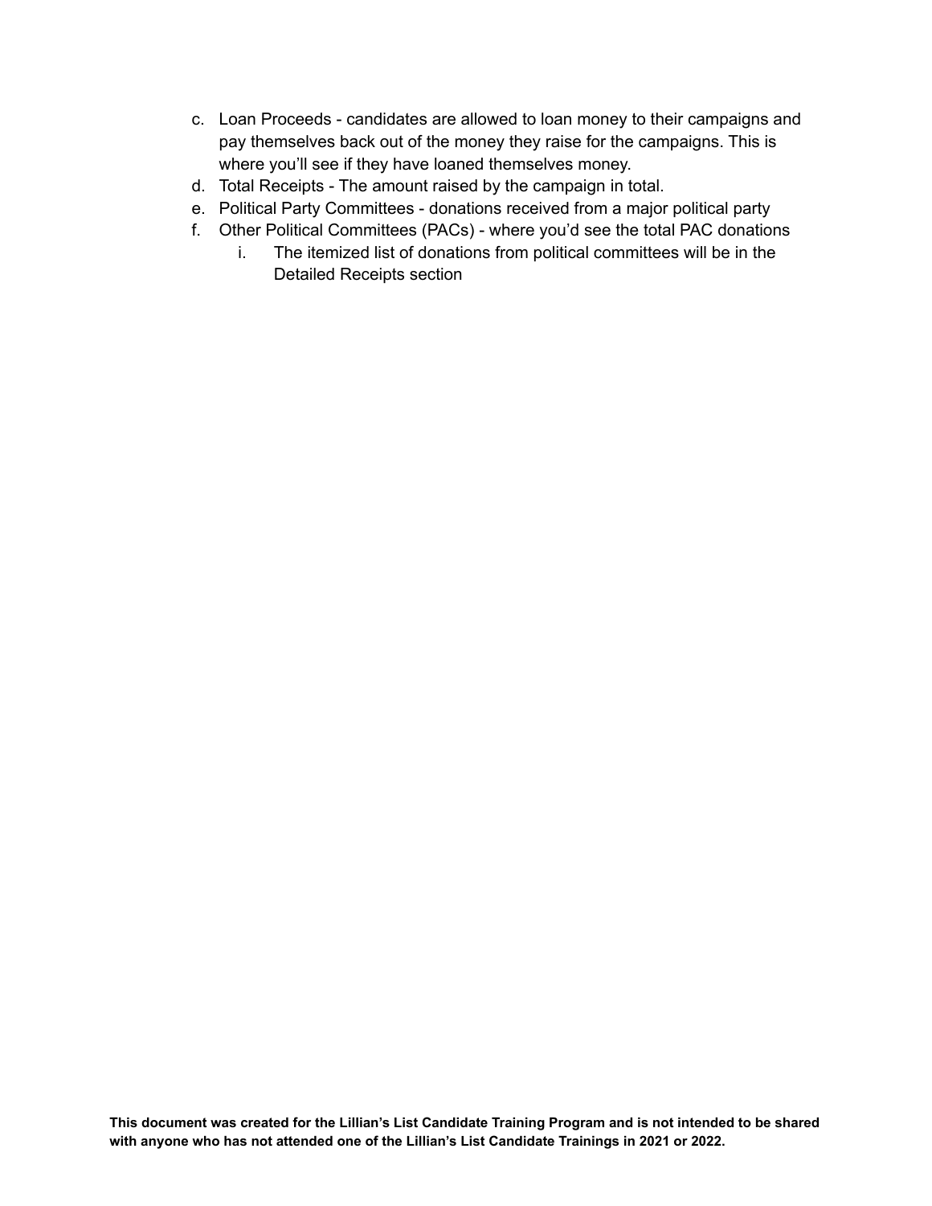c. Loan Proceeds - candidates are allowed to loan money to their campaigns and pay themselves back out of the money they raise for the campaigns. This is where you'll see if they have loaned themselves money.
d. Total Receipts - The amount raised by the campaign in total.
e. Political Party Committees - donations received from a major political party
f. Other Political Committees (PACs) - where you'd see the total PAC donations
    i. The itemized list of donations from political committees will be in the Detailed Receipts section

**This document was created for the Lillian's List Candidate Training Program and is not intended to be shared with anyone who has not attended one of the Lillian's List Candidate Trainings in 2021 or 2022.**